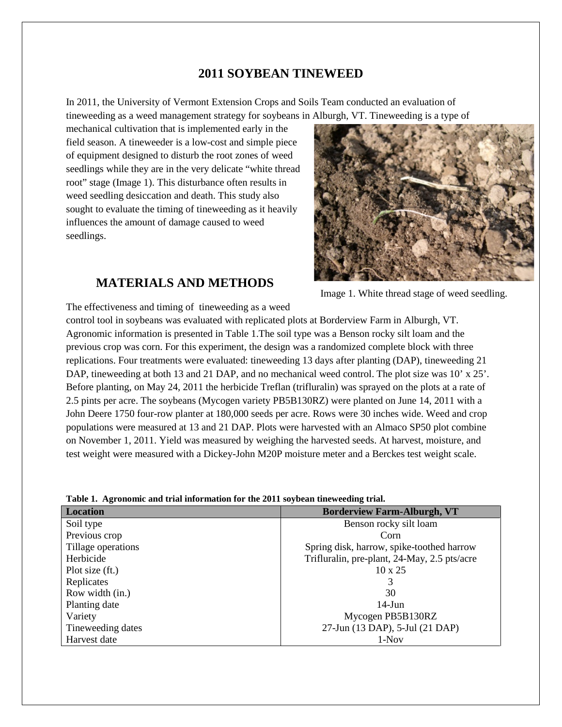# 2011 SOYBEAN TINEWEED

In 2011, the University of Vermont Extension Crops and Soils Team conducted an evaluation of tineweeding as a weed management strategy for soybeans in Alburgh, VT. Tineweeding is a type of mechanical cultivation that is implemented early in the field season. A tineweeder is a low-cost and simple piece of equipment designed to disturb the root zones of weed seedlings while they are in the very delicate "white thread root" stage (Image 1). This disturbance often results in weed seedling desiccation and death. This study also sought to evaluate the timing of tineweeding as it heavily influences the amount of damage caused to weed seedlings.

Image 1. White thread stage of weed seedling.

## MATERIALS AND METHODS

The effectiveness and timing of tineweeding as a weed control tool in soybeans was evaluated with replicated plots at Borderview Farm in Alburgh, VT. Agronomic information is presented in Table 1.The soil type was a Benson rocky silt loam and the previous crop was corn. For this experiment, the design was a randomized complete block with three replications. Four treatments were evaluated: tineweeding 13 days after planting (DAP), tineweeding 21 DAP, tineweeding at both 13 and 21 DAP, and no mechanical weed control. The plot size was 10' x 25'. Before planting, on May 24, 2011 the herbicide Treflan (trifluralin) was sprayed on the plots at a rate of 2.5 pints per acre. The soybeans (Mycogen variety PB5B130RZ) were planted on June 14, 2011 with a John Deere 1750 four-row planter at 180,000 seeds per acre. Rows were 30 inches wide. Weed and crop populations were measured at 13 and 21 DAP. Plots were harvested with an Almaco SP50 plot combine on November 1, 2011. Yield was measured by weighing the harvested seeds. At harvest, moisture, and test weight were measured with a Dickey-John M20P moisture meter and a Berckes test weight scale.

**Table 1. Agronomic and trial information for the 2011 soybean tineweeding trial.**

| Location | Borderview Farm-Alburgh, VT |
|---|---|
| Soil type | Benson rocky silt loam |
| Previous crop | Corn |
| Tillage operations | Spring disk, harrow, spike-toothed harrow |
| Herbicide | Trifluralin, pre-plant, 24-May, 2.5 pts/acre |
| Plot size (ft.) | 10 x 25 |
| Replicates | 3 |
| Row width (in.) | 30 |
| Planting date | 14-Jun |
| Variety | Mycogen PB5B130RZ |
| Tineweeding dates | 27-Jun (13 DAP), 5-Jul (21 DAP) |
| Harvest date | 1-Nov |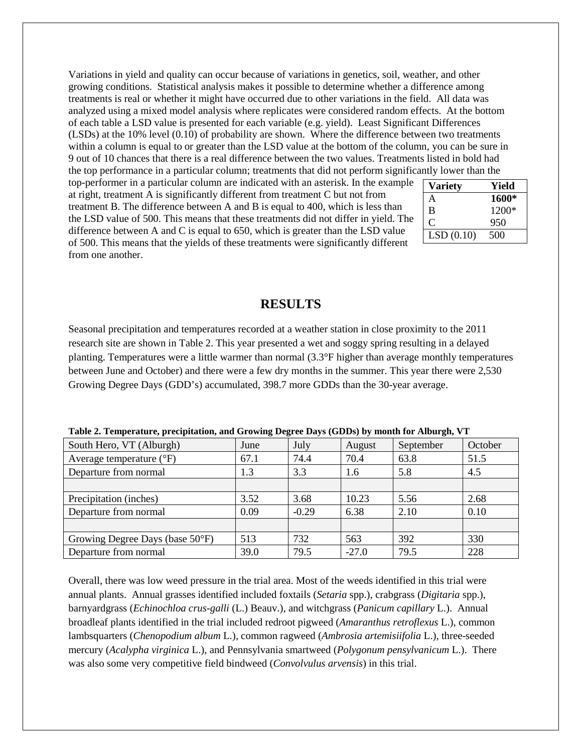Variations in yield and quality can occur because of variations in genetics, soil, weather, and other growing conditions. Statistical analysis makes it possible to determine whether a difference among treatments is real or whether it might have occurred due to other variations in the field. All data was analyzed using a mixed model analysis where replicates were considered random effects. At the bottom of each table a LSD value is presented for each variable (e.g. yield). Least Significant Differences (LSDs) at the 10% level (0.10) of probability are shown. Where the difference between two treatments within a column is equal to or greater than the LSD value at the bottom of the column, you can be sure in 9 out of 10 chances that there is a real difference between the two values. Treatments listed in bold had the top performance in a particular column; treatments that did not perform significantly lower than the top-performer in a particular column are indicated with an asterisk. In the example at right, treatment A is significantly different from treatment C but not from treatment B. The difference between A and B is equal to 400, which is less than the LSD value of 500. This means that these treatments did not differ in yield. The difference between A and C is equal to 650, which is greater than the LSD value of 500. This means that the yields of these treatments were significantly different from one another.

| Variety | Yield |
|---|---|
| A | **1600*** |
| B | 1200* |
| C | 950 |
| LSD (0.10) | 500 |

## RESULTS

Seasonal precipitation and temperatures recorded at a weather station in close proximity to the 2011 research site are shown in Table 2. This year presented a wet and soggy spring resulting in a delayed planting. Temperatures were a little warmer than normal (3.3°F higher than average monthly temperatures between June and October) and there were a few dry months in the summer. This year there were 2,530 Growing Degree Days (GDD's) accumulated, 398.7 more GDDs than the 30-year average.

**Table 2. Temperature, precipitation, and Growing Degree Days (GDDs) by month for Alburgh, VT**

| South Hero, VT (Alburgh) | June | July | August | September | October |
|---|---|---|---|---|---|
| Average temperature (°F) | 67.1 | 74.4 | 70.4 | 63.8 | 51.5 |
| Departure from normal | 1.3 | 3.3 | 1.6 | 5.8 | 4.5 |
| | | | | | |
| Precipitation (inches) | 3.52 | 3.68 | 10.23 | 5.56 | 2.68 |
| Departure from normal | 0.09 | -0.29 | 6.38 | 2.10 | 0.10 |
| | | | | | |
| Growing Degree Days (base 50°F) | 513 | 732 | 563 | 392 | 330 |
| Departure from normal | 39.0 | 79.5 | -27.0 | 79.5 | 228 |

Overall, there was low weed pressure in the trial area. Most of the weeds identified in this trial were annual plants. Annual grasses identified included foxtails (*Setaria* spp.), crabgrass (*Digitaria* spp.), barnyardgrass (*Echinochloa crus-galli* (L.) Beauv.), and witchgrass (*Panicum capillary* L.). Annual broadleaf plants identified in the trial included redroot pigweed (*Amaranthus retroflexus* L.), common lambsquarters (*Chenopodium album* L.), common ragweed (*Ambrosia artemisiifolia* L.), three-seeded mercury (*Acalypha virginica* L.), and Pennsylvania smartweed (*Polygonum pensylvanicum* L.). There was also some very competitive field bindweed (*Convolvulus arvensis*) in this trial.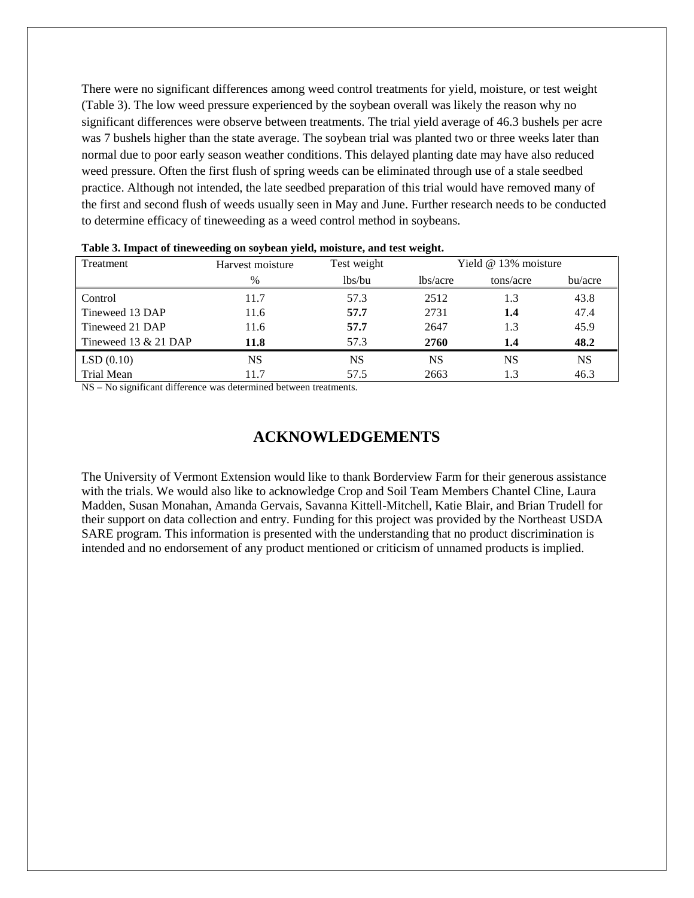There were no significant differences among weed control treatments for yield, moisture, or test weight (Table 3). The low weed pressure experienced by the soybean overall was likely the reason why no significant differences were observe between treatments. The trial yield average of 46.3 bushels per acre was 7 bushels higher than the state average. The soybean trial was planted two or three weeks later than normal due to poor early season weather conditions. This delayed planting date may have also reduced weed pressure. Often the first flush of spring weeds can be eliminated through use of a stale seedbed practice. Although not intended, the late seedbed preparation of this trial would have removed many of the first and second flush of weeds usually seen in May and June. Further research needs to be conducted to determine efficacy of tineweeding as a weed control method in soybeans.

**Table 3. Impact of tineweeding on soybean yield, moisture, and test weight.**

| Treatment | Harvest moisture | Test weight | Yield @ 13% moisture | | |
|---|---|---|---|---|---|
| | % | lbs/bu | lbs/acre | tons/acre | bu/acre |
| Control | 11.7 | 57.3 | 2512 | 1.3 | 43.8 |
| Tineweed 13 DAP | 11.6 | **57.7** | 2731 | **1.4** | 47.4 |
| Tineweed 21 DAP | 11.6 | **57.7** | 2647 | 1.3 | 45.9 |
| Tineweed 13 & 21 DAP | **11.8** | 57.3 | **2760** | **1.4** | **48.2** |
| LSD (0.10) | NS | NS | NS | NS | NS |
| Trial Mean | 11.7 | 57.5 | 2663 | 1.3 | 46.3 |

NS – No significant difference was determined between treatments.

## ACKNOWLEDGEMENTS

The University of Vermont Extension would like to thank Borderview Farm for their generous assistance with the trials. We would also like to acknowledge Crop and Soil Team Members Chantel Cline, Laura Madden, Susan Monahan, Amanda Gervais, Savanna Kittell-Mitchell, Katie Blair, and Brian Trudell for their support on data collection and entry. Funding for this project was provided by the Northeast USDA SARE program. This information is presented with the understanding that no product discrimination is intended and no endorsement of any product mentioned or criticism of unnamed products is implied.